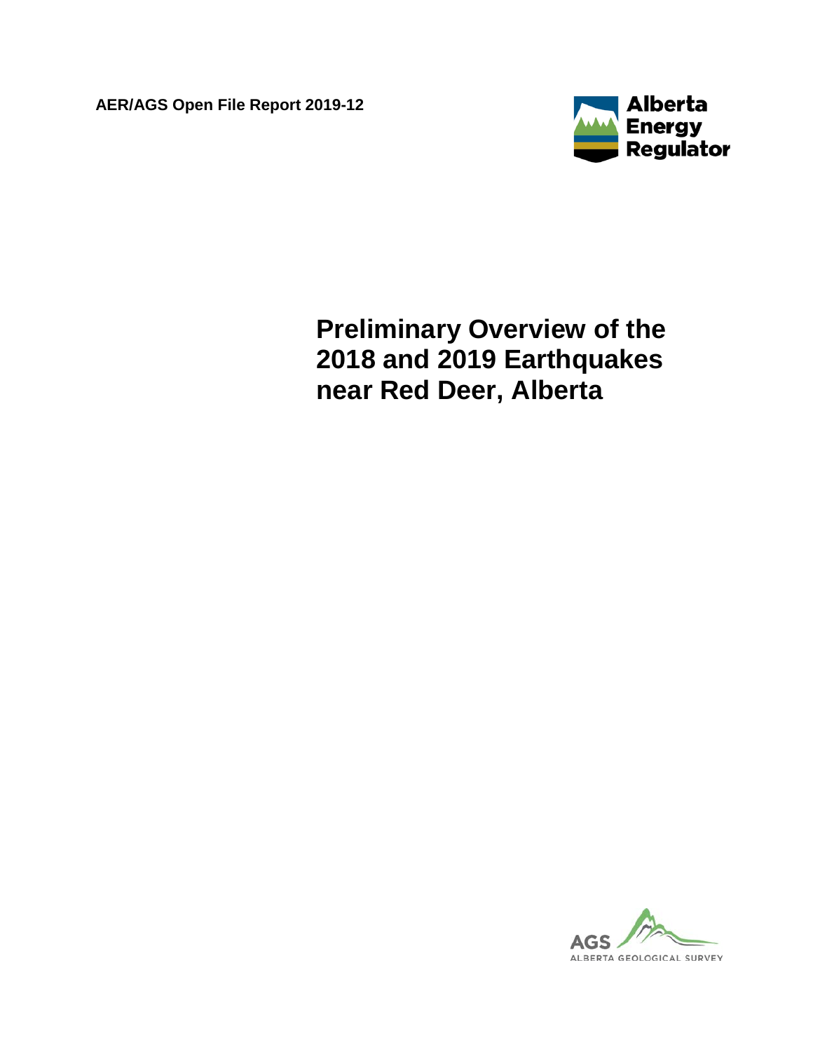AER/AGS Open File Report 2019-12

Alberta Energy Regulator

# Preliminary Overview of the 2018 and 2019 Earthquakes near Red Deer, Alberta

AGS
ALBERTA GEOLOGICAL SURVEY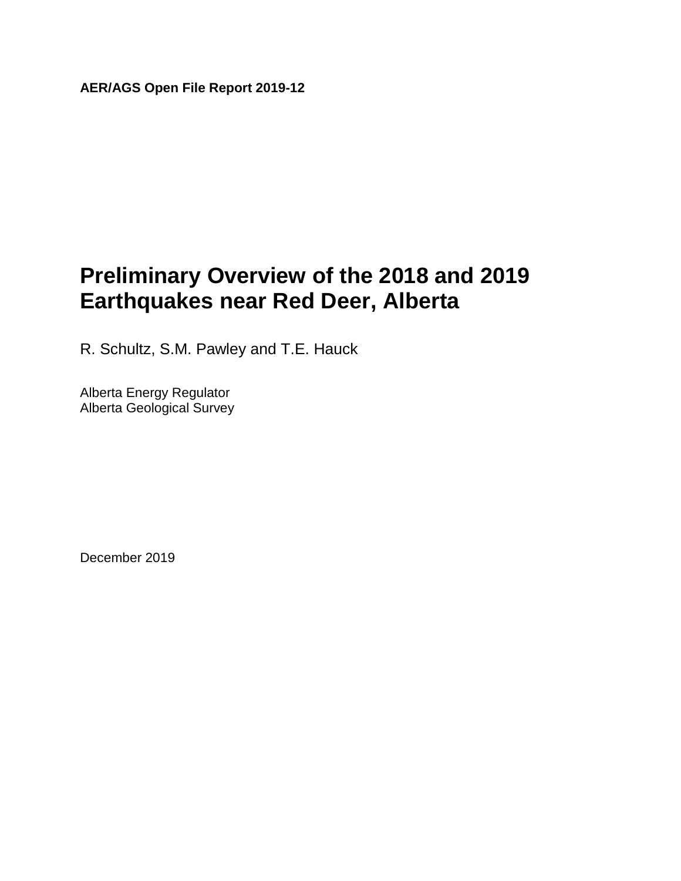**AER/AGS Open File Report 2019-12**

# Preliminary Overview of the 2018 and 2019 Earthquakes near Red Deer, Alberta

R. Schultz, S.M. Pawley and T.E. Hauck

Alberta Energy Regulator
Alberta Geological Survey

December 2019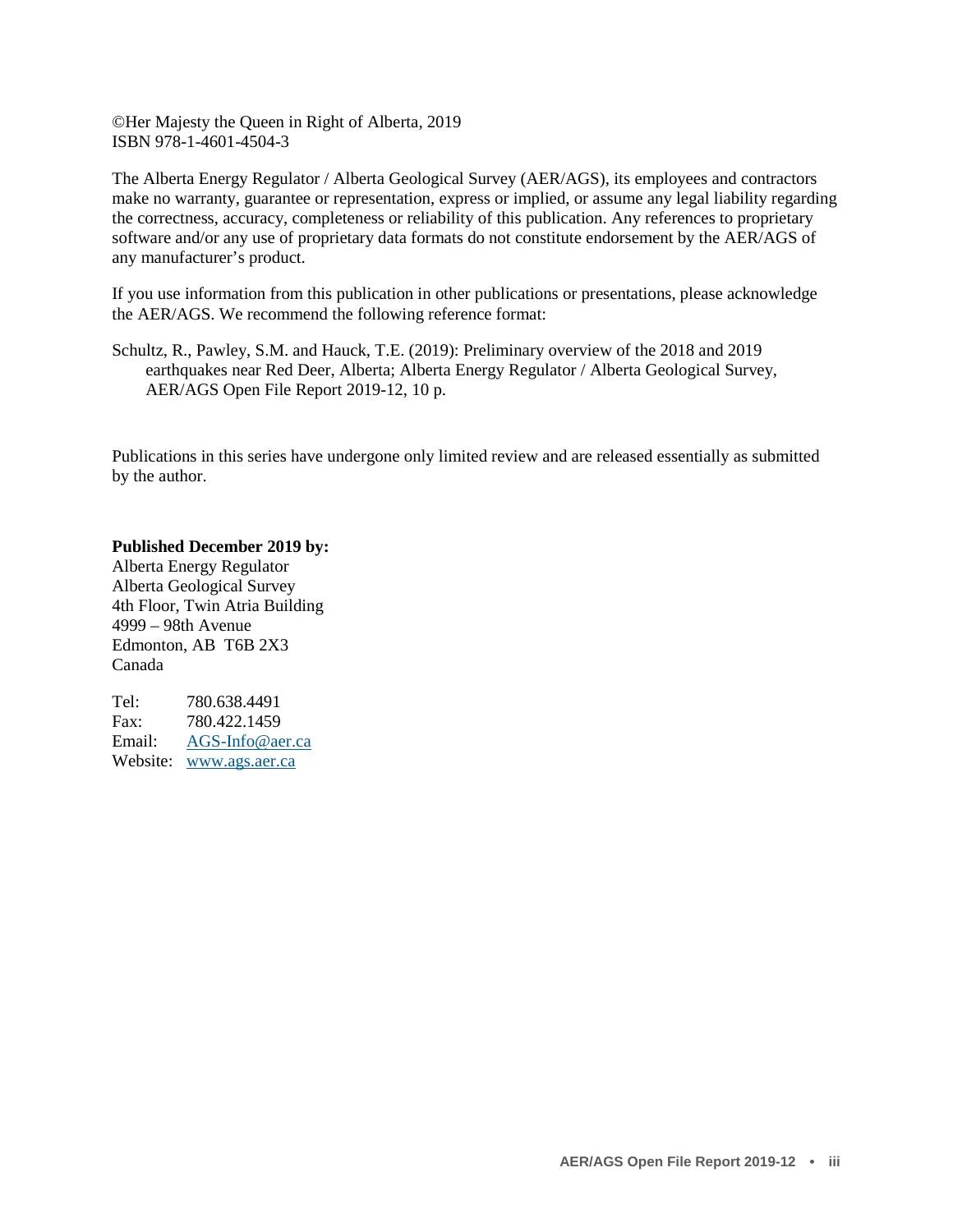©Her Majesty the Queen in Right of Alberta, 2019
ISBN 978-1-4601-4504-3

The Alberta Energy Regulator / Alberta Geological Survey (AER/AGS), its employees and contractors make no warranty, guarantee or representation, express or implied, or assume any legal liability regarding the correctness, accuracy, completeness or reliability of this publication. Any references to proprietary software and/or any use of proprietary data formats do not constitute endorsement by the AER/AGS of any manufacturer's product.

If you use information from this publication in other publications or presentations, please acknowledge the AER/AGS. We recommend the following reference format:

Schultz, R., Pawley, S.M. and Hauck, T.E. (2019): Preliminary overview of the 2018 and 2019 earthquakes near Red Deer, Alberta; Alberta Energy Regulator / Alberta Geological Survey, AER/AGS Open File Report 2019-12, 10 p.

Publications in this series have undergone only limited review and are released essentially as submitted by the author.

**Published December 2019 by:**
Alberta Energy Regulator
Alberta Geological Survey
4th Floor, Twin Atria Building
4999 – 98th Avenue
Edmonton, AB T6B 2X3
Canada

Tel: 780.638.4491
Fax: 780.422.1459
Email: AGS-Info@aer.ca
Website: www.ags.aer.ca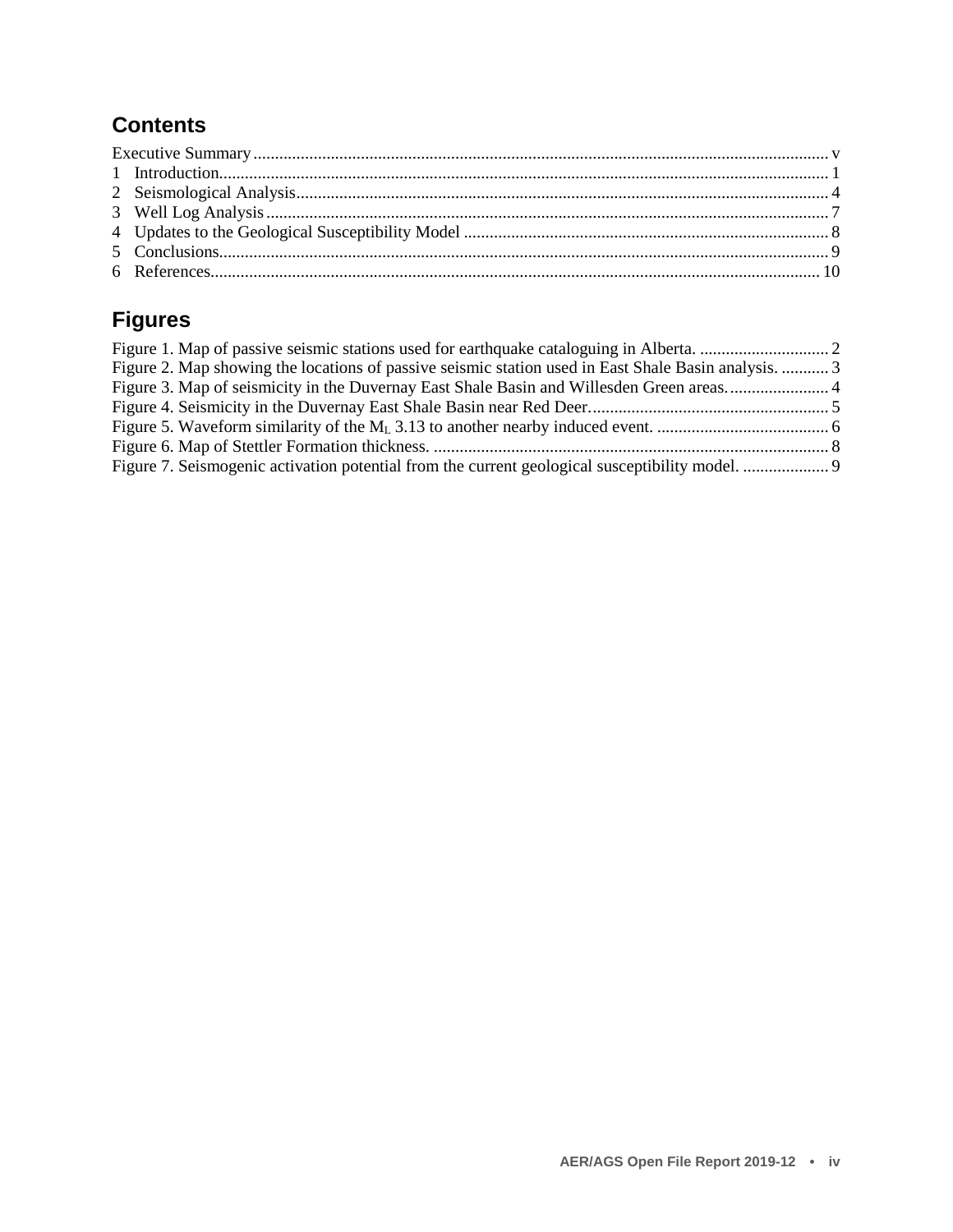## Contents

Executive Summary ..... v
1 Introduction ..... 1
2 Seismological Analysis ..... 4
3 Well Log Analysis ..... 7
4 Updates to the Geological Susceptibility Model ..... 8
5 Conclusions ..... 9
6 References ..... 10

## Figures

Figure 1. Map of passive seismic stations used for earthquake cataloguing in Alberta. ..... 2
Figure 2. Map showing the locations of passive seismic station used in East Shale Basin analysis. ..... 3
Figure 3. Map of seismicity in the Duvernay East Shale Basin and Willesden Green areas. ..... 4
Figure 4. Seismicity in the Duvernay East Shale Basin near Red Deer. ..... 5
Figure 5. Waveform similarity of the $M_L$ 3.13 to another nearby induced event. ..... 6
Figure 6. Map of Stettler Formation thickness. ..... 8
Figure 7. Seismogenic activation potential from the current geological susceptibility model. ..... 9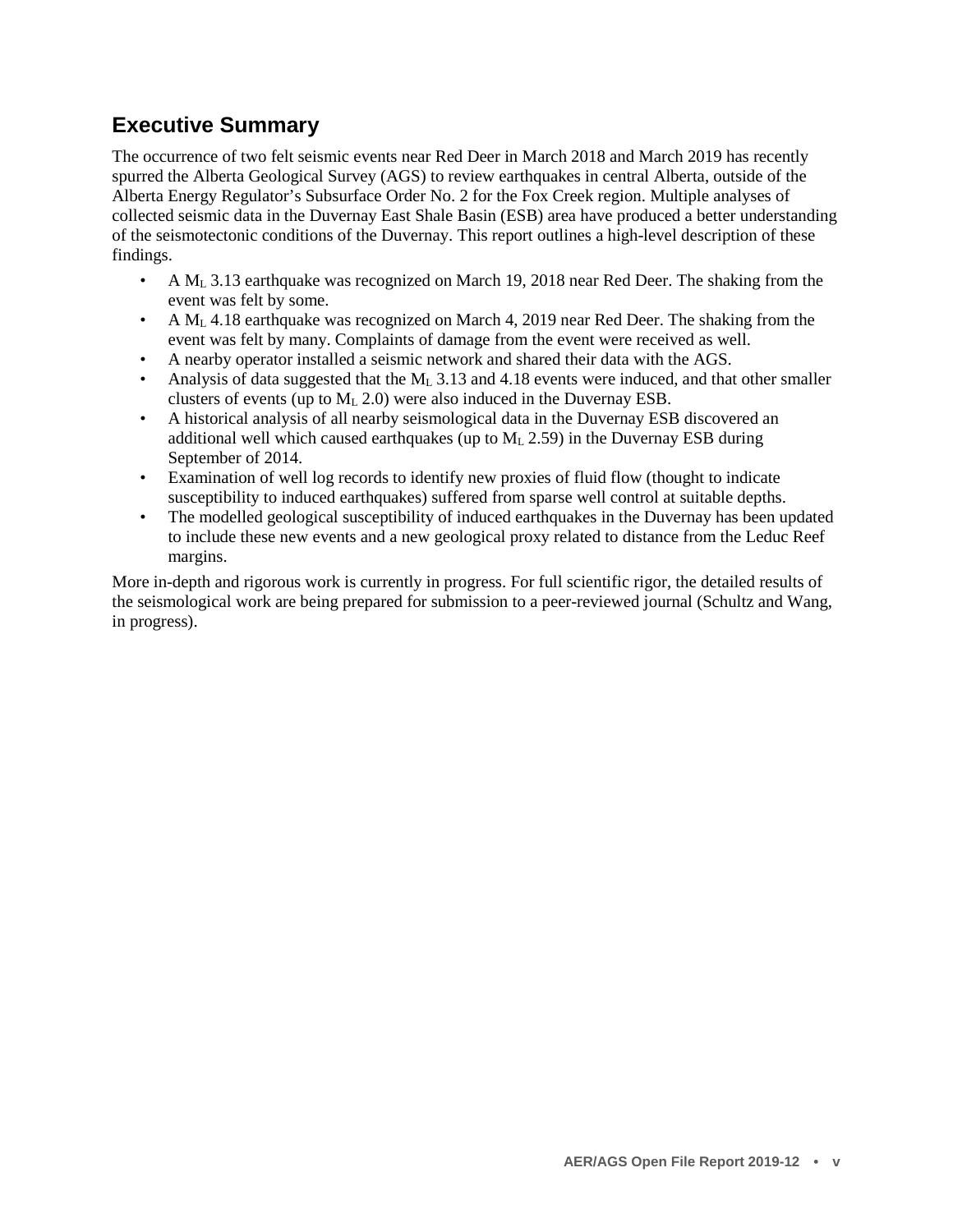## Executive Summary

The occurrence of two felt seismic events near Red Deer in March 2018 and March 2019 has recently spurred the Alberta Geological Survey (AGS) to review earthquakes in central Alberta, outside of the Alberta Energy Regulator's Subsurface Order No. 2 for the Fox Creek region. Multiple analyses of collected seismic data in the Duvernay East Shale Basin (ESB) area have produced a better understanding of the seismotectonic conditions of the Duvernay. This report outlines a high-level description of these findings.

- A $M_L$ 3.13 earthquake was recognized on March 19, 2018 near Red Deer. The shaking from the event was felt by some.
- A $M_L$ 4.18 earthquake was recognized on March 4, 2019 near Red Deer. The shaking from the event was felt by many. Complaints of damage from the event were received as well.
- A nearby operator installed a seismic network and shared their data with the AGS.
- Analysis of data suggested that the $M_L$ 3.13 and 4.18 events were induced, and that other smaller clusters of events (up to $M_L$ 2.0) were also induced in the Duvernay ESB.
- A historical analysis of all nearby seismological data in the Duvernay ESB discovered an additional well which caused earthquakes (up to $M_L$ 2.59) in the Duvernay ESB during September of 2014.
- Examination of well log records to identify new proxies of fluid flow (thought to indicate susceptibility to induced earthquakes) suffered from sparse well control at suitable depths.
- The modelled geological susceptibility of induced earthquakes in the Duvernay has been updated to include these new events and a new geological proxy related to distance from the Leduc Reef margins.

More in-depth and rigorous work is currently in progress. For full scientific rigor, the detailed results of the seismological work are being prepared for submission to a peer-reviewed journal (Schultz and Wang, in progress).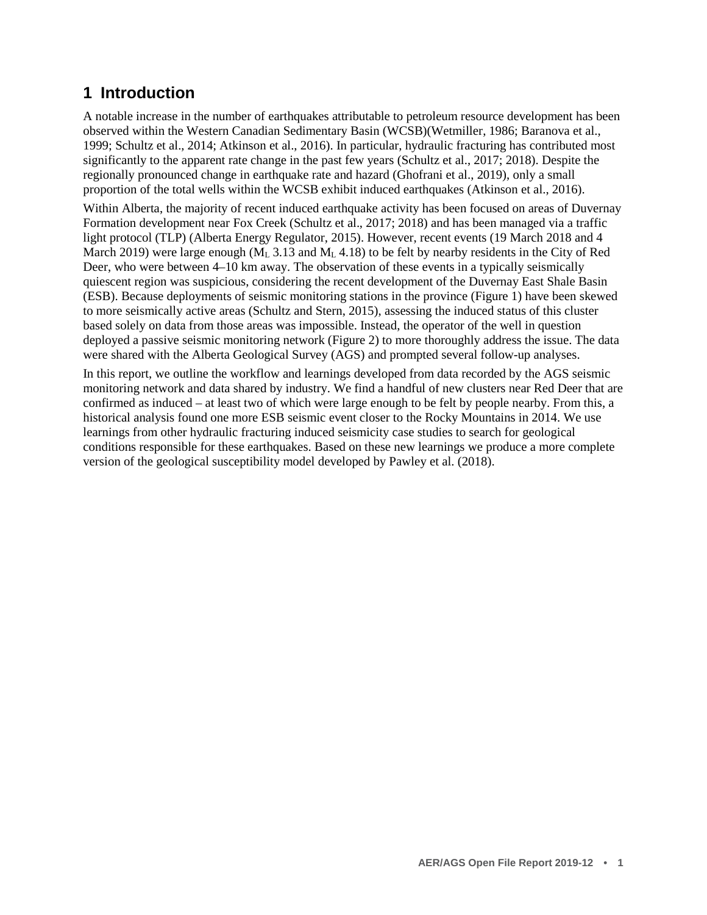# 1 Introduction

A notable increase in the number of earthquakes attributable to petroleum resource development has been observed within the Western Canadian Sedimentary Basin (WCSB)(Wetmiller, 1986; Baranova et al., 1999; Schultz et al., 2014; Atkinson et al., 2016). In particular, hydraulic fracturing has contributed most significantly to the apparent rate change in the past few years (Schultz et al., 2017; 2018). Despite the regionally pronounced change in earthquake rate and hazard (Ghofrani et al., 2019), only a small proportion of the total wells within the WCSB exhibit induced earthquakes (Atkinson et al., 2016).

Within Alberta, the majority of recent induced earthquake activity has been focused on areas of Duvernay Formation development near Fox Creek (Schultz et al., 2017; 2018) and has been managed via a traffic light protocol (TLP) (Alberta Energy Regulator, 2015). However, recent events (19 March 2018 and 4 March 2019) were large enough ($M_L$ 3.13 and $M_L$ 4.18) to be felt by nearby residents in the City of Red Deer, who were between 4–10 km away. The observation of these events in a typically seismically quiescent region was suspicious, considering the recent development of the Duvernay East Shale Basin (ESB). Because deployments of seismic monitoring stations in the province (Figure 1) have been skewed to more seismically active areas (Schultz and Stern, 2015), assessing the induced status of this cluster based solely on data from those areas was impossible. Instead, the operator of the well in question deployed a passive seismic monitoring network (Figure 2) to more thoroughly address the issue. The data were shared with the Alberta Geological Survey (AGS) and prompted several follow-up analyses.

In this report, we outline the workflow and learnings developed from data recorded by the AGS seismic monitoring network and data shared by industry. We find a handful of new clusters near Red Deer that are confirmed as induced – at least two of which were large enough to be felt by people nearby. From this, a historical analysis found one more ESB seismic event closer to the Rocky Mountains in 2014. We use learnings from other hydraulic fracturing induced seismicity case studies to search for geological conditions responsible for these earthquakes. Based on these new learnings we produce a more complete version of the geological susceptibility model developed by Pawley et al. (2018).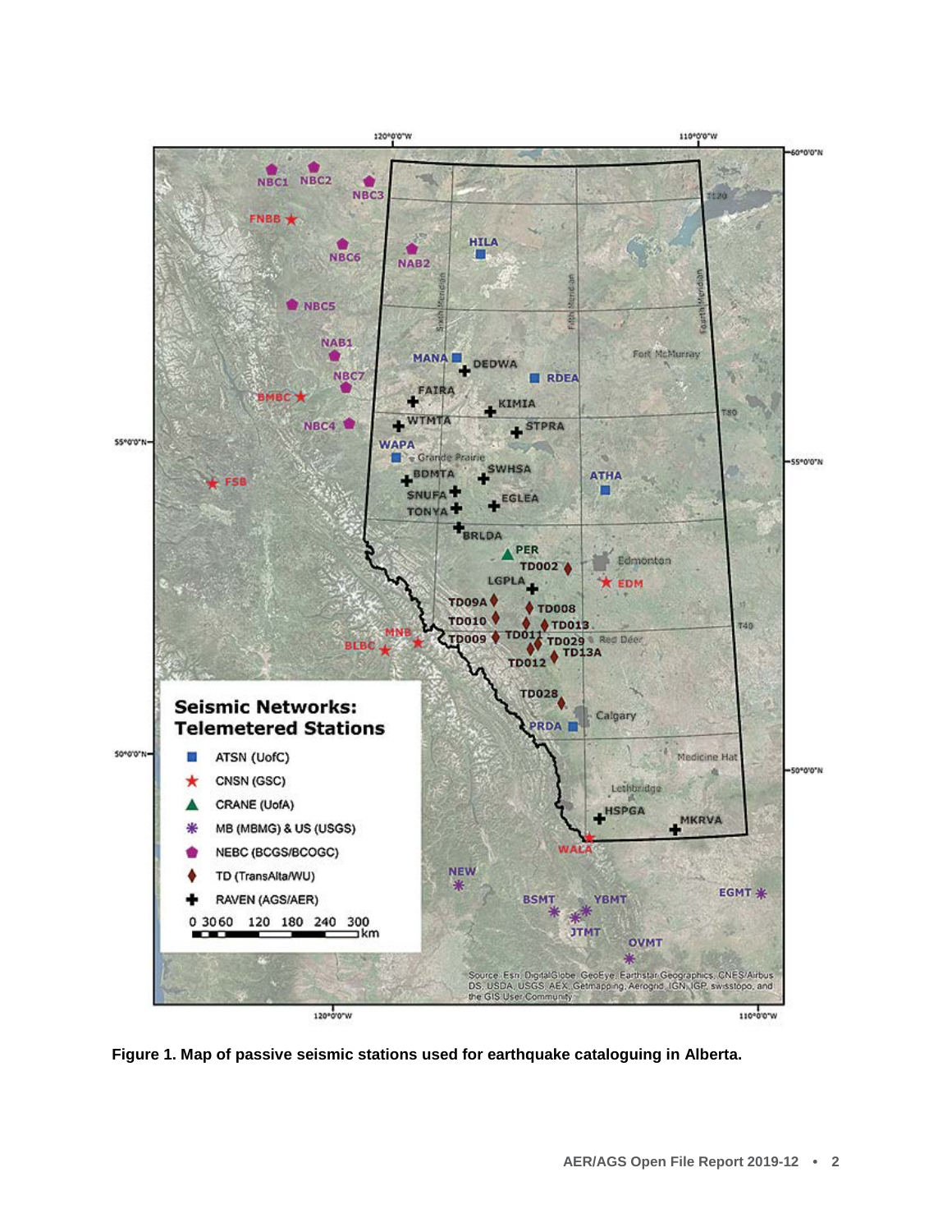**Figure 1. Map of passive seismic stations used for earthquake cataloguing in Alberta.**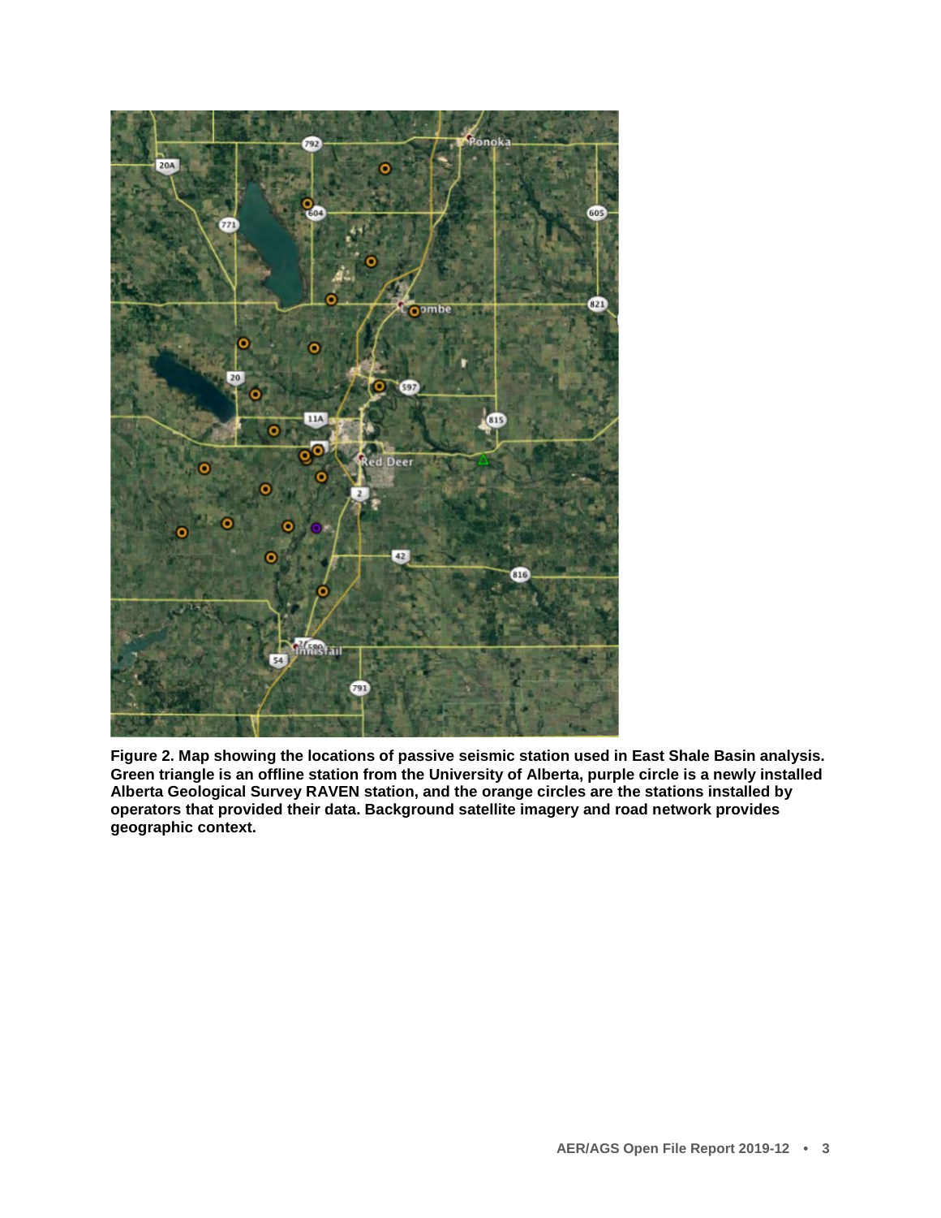**Figure 2. Map showing the locations of passive seismic station used in East Shale Basin analysis. Green triangle is an offline station from the University of Alberta, purple circle is a newly installed Alberta Geological Survey RAVEN station, and the orange circles are the stations installed by operators that provided their data. Background satellite imagery and road network provides geographic context.**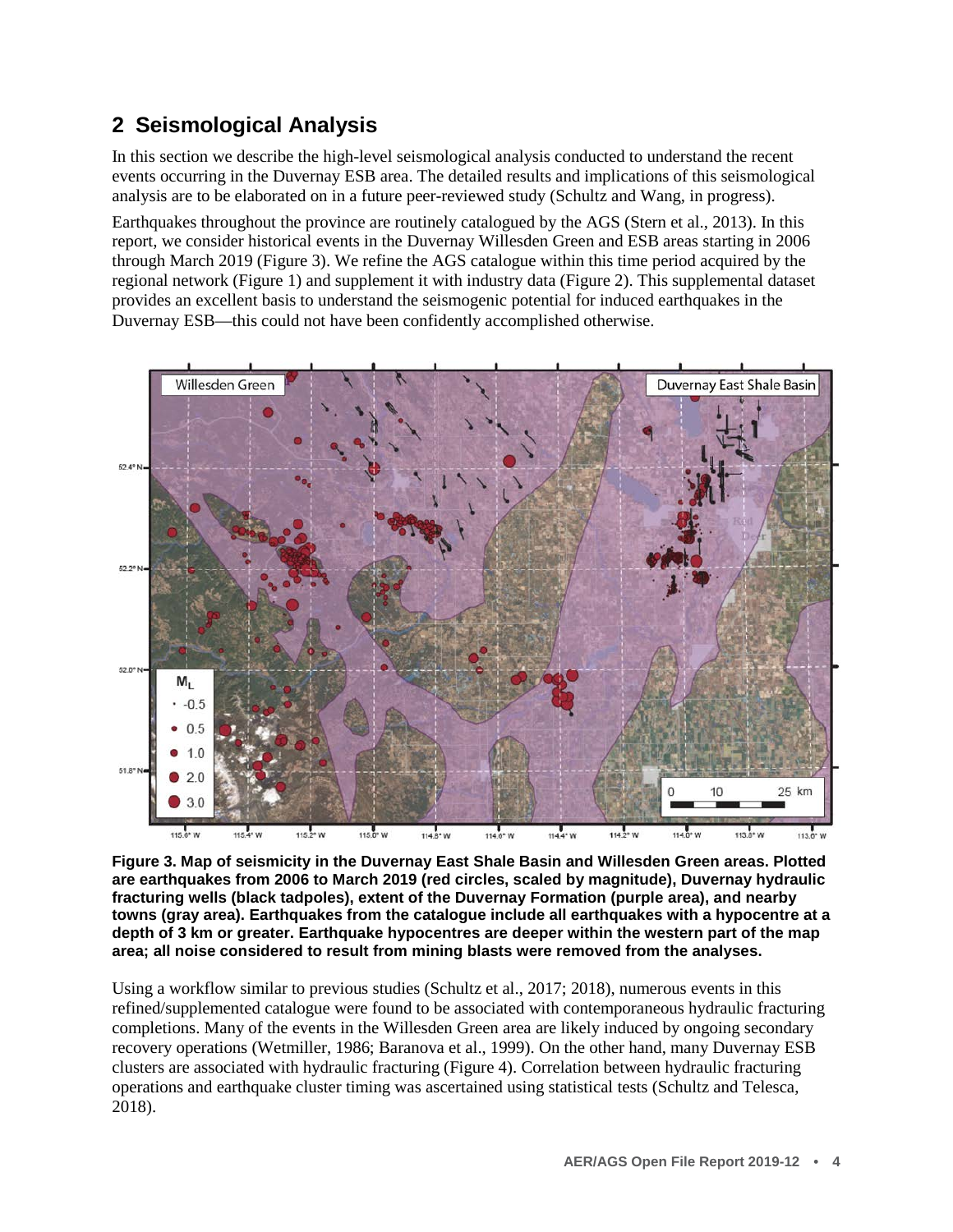## 2 Seismological Analysis

In this section we describe the high-level seismological analysis conducted to understand the recent events occurring in the Duvernay ESB area. The detailed results and implications of this seismological analysis are to be elaborated on in a future peer-reviewed study (Schultz and Wang, in progress).

Earthquakes throughout the province are routinely catalogued by the AGS (Stern et al., 2013). In this report, we consider historical events in the Duvernay Willesden Green and ESB areas starting in 2006 through March 2019 (Figure 3). We refine the AGS catalogue within this time period acquired by the regional network (Figure 1) and supplement it with industry data (Figure 2). This supplemental dataset provides an excellent basis to understand the seismogenic potential for induced earthquakes in the Duvernay ESB—this could not have been confidently accomplished otherwise.

**Figure 3. Map of seismicity in the Duvernay East Shale Basin and Willesden Green areas. Plotted are earthquakes from 2006 to March 2019 (red circles, scaled by magnitude), Duvernay hydraulic fracturing wells (black tadpoles), extent of the Duvernay Formation (purple area), and nearby towns (gray area). Earthquakes from the catalogue include all earthquakes with a hypocentre at a depth of 3 km or greater. Earthquake hypocentres are deeper within the western part of the map area; all noise considered to result from mining blasts were removed from the analyses.**

Using a workflow similar to previous studies (Schultz et al., 2017; 2018), numerous events in this refined/supplemented catalogue were found to be associated with contemporaneous hydraulic fracturing completions. Many of the events in the Willesden Green area are likely induced by ongoing secondary recovery operations (Wetmiller, 1986; Baranova et al., 1999). On the other hand, many Duvernay ESB clusters are associated with hydraulic fracturing (Figure 4). Correlation between hydraulic fracturing operations and earthquake cluster timing was ascertained using statistical tests (Schultz and Telesca, 2018).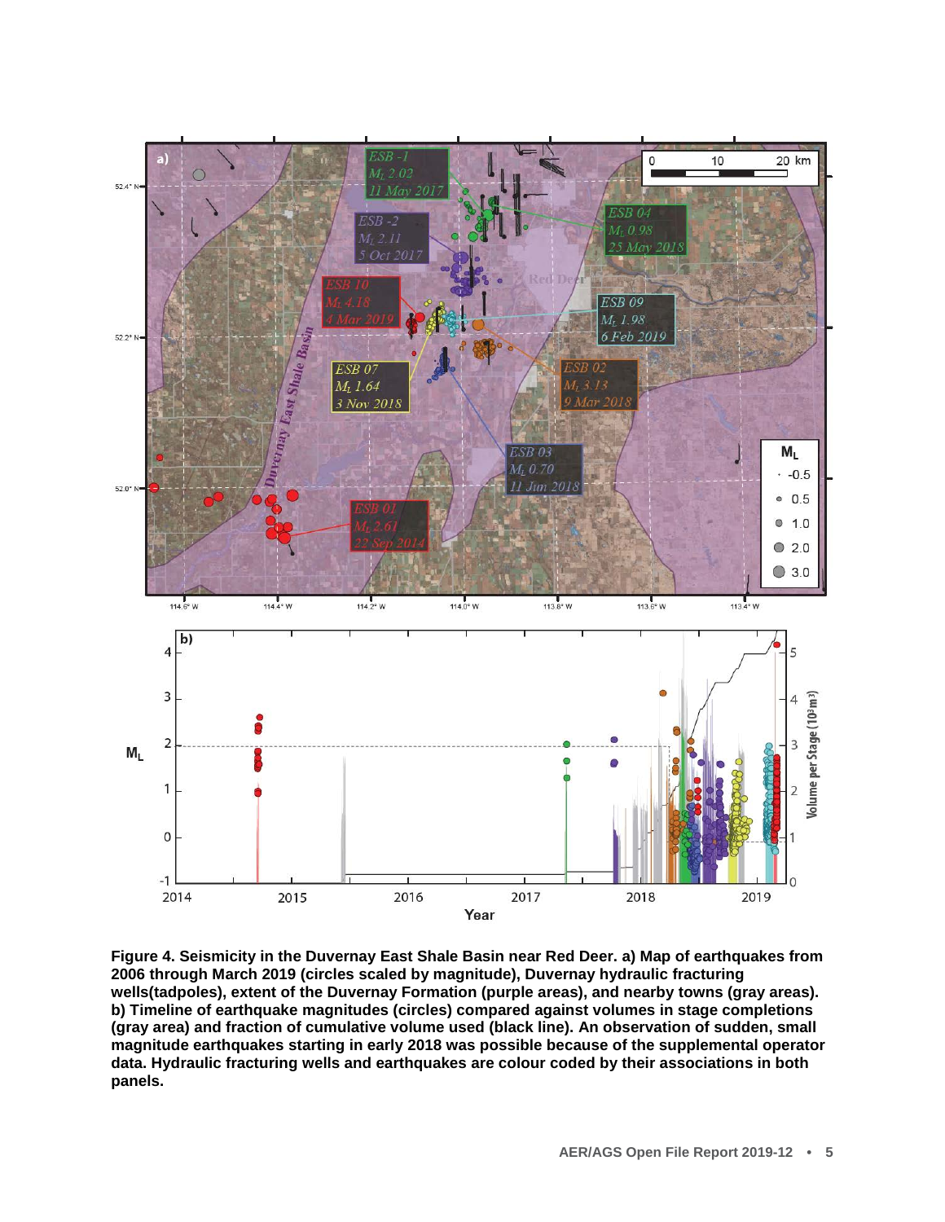**Figure 4. Seismicity in the Duvernay East Shale Basin near Red Deer. a) Map of earthquakes from 2006 through March 2019 (circles scaled by magnitude), Duvernay hydraulic fracturing wells(tadpoles), extent of the Duvernay Formation (purple areas), and nearby towns (gray areas). b) Timeline of earthquake magnitudes (circles) compared against volumes in stage completions (gray area) and fraction of cumulative volume used (black line). An observation of sudden, small magnitude earthquakes starting in early 2018 was possible because of the supplemental operator data. Hydraulic fracturing wells and earthquakes are colour coded by their associations in both panels.**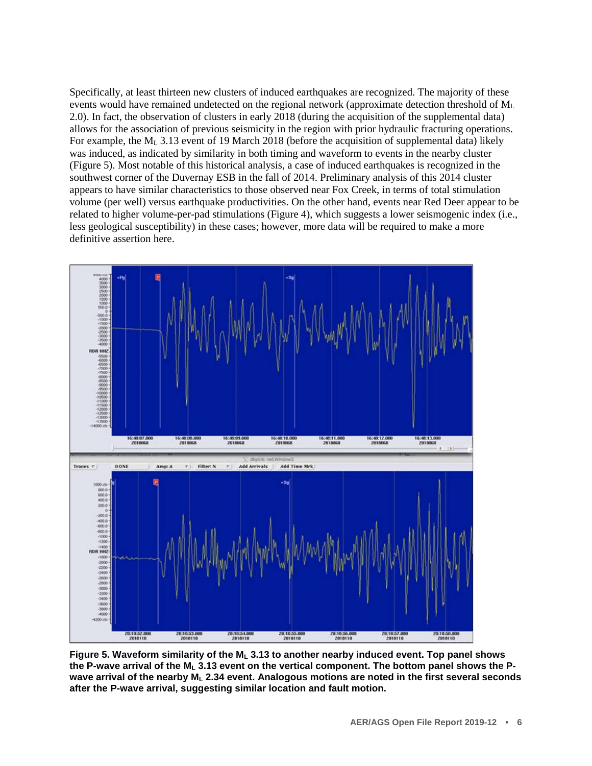Specifically, at least thirteen new clusters of induced earthquakes are recognized. The majority of these events would have remained undetected on the regional network (approximate detection threshold of $M_L$ 2.0). In fact, the observation of clusters in early 2018 (during the acquisition of the supplemental data) allows for the association of previous seismicity in the region with prior hydraulic fracturing operations. For example, the $M_L$ 3.13 event of 19 March 2018 (before the acquisition of supplemental data) likely was induced, as indicated by similarity in both timing and waveform to events in the nearby cluster (Figure 5). Most notable of this historical analysis, a case of induced earthquakes is recognized in the southwest corner of the Duvernay ESB in the fall of 2014. Preliminary analysis of this 2014 cluster appears to have similar characteristics to those observed near Fox Creek, in terms of total stimulation volume (per well) versus earthquake productivities. On the other hand, events near Red Deer appear to be related to higher volume-per-pad stimulations (Figure 4), which suggests a lower seismogenic index (i.e., less geological susceptibility) in these cases; however, more data will be required to make a more definitive assertion here.

**Figure 5. Waveform similarity of the $M_L$ 3.13 to another nearby induced event. Top panel shows the P-wave arrival of the $M_L$ 3.13 event on the vertical component. The bottom panel shows the P-wave arrival of the nearby $M_L$ 2.34 event. Analogous motions are noted in the first several seconds after the P-wave arrival, suggesting similar location and fault motion.**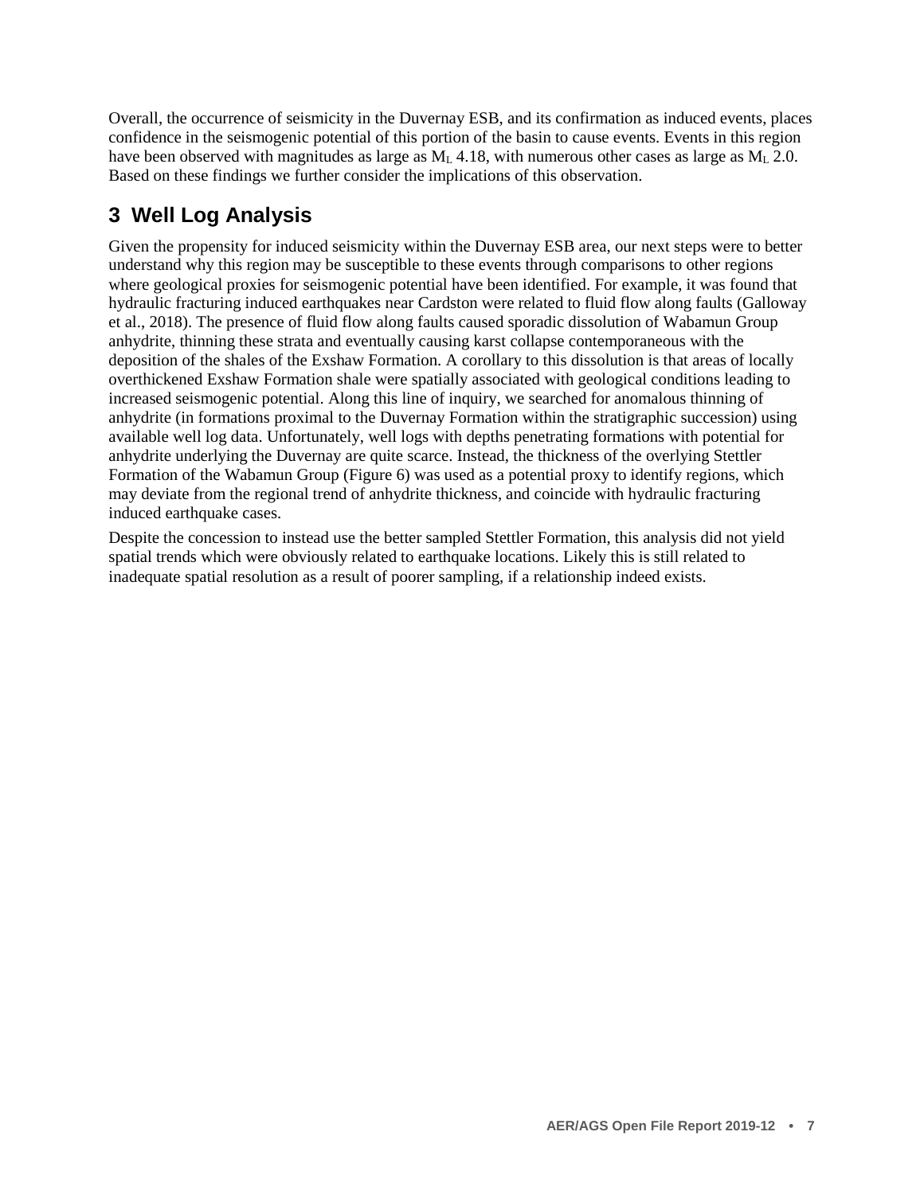Overall, the occurrence of seismicity in the Duvernay ESB, and its confirmation as induced events, places confidence in the seismogenic potential of this portion of the basin to cause events. Events in this region have been observed with magnitudes as large as $M_L$ 4.18, with numerous other cases as large as $M_L$ 2.0. Based on these findings we further consider the implications of this observation.

## 3 Well Log Analysis

Given the propensity for induced seismicity within the Duvernay ESB area, our next steps were to better understand why this region may be susceptible to these events through comparisons to other regions where geological proxies for seismogenic potential have been identified. For example, it was found that hydraulic fracturing induced earthquakes near Cardston were related to fluid flow along faults (Galloway et al., 2018). The presence of fluid flow along faults caused sporadic dissolution of Wabamun Group anhydrite, thinning these strata and eventually causing karst collapse contemporaneous with the deposition of the shales of the Exshaw Formation. A corollary to this dissolution is that areas of locally overthickened Exshaw Formation shale were spatially associated with geological conditions leading to increased seismogenic potential. Along this line of inquiry, we searched for anomalous thinning of anhydrite (in formations proximal to the Duvernay Formation within the stratigraphic succession) using available well log data. Unfortunately, well logs with depths penetrating formations with potential for anhydrite underlying the Duvernay are quite scarce. Instead, the thickness of the overlying Stettler Formation of the Wabamun Group (Figure 6) was used as a potential proxy to identify regions, which may deviate from the regional trend of anhydrite thickness, and coincide with hydraulic fracturing induced earthquake cases.

Despite the concession to instead use the better sampled Stettler Formation, this analysis did not yield spatial trends which were obviously related to earthquake locations. Likely this is still related to inadequate spatial resolution as a result of poorer sampling, if a relationship indeed exists.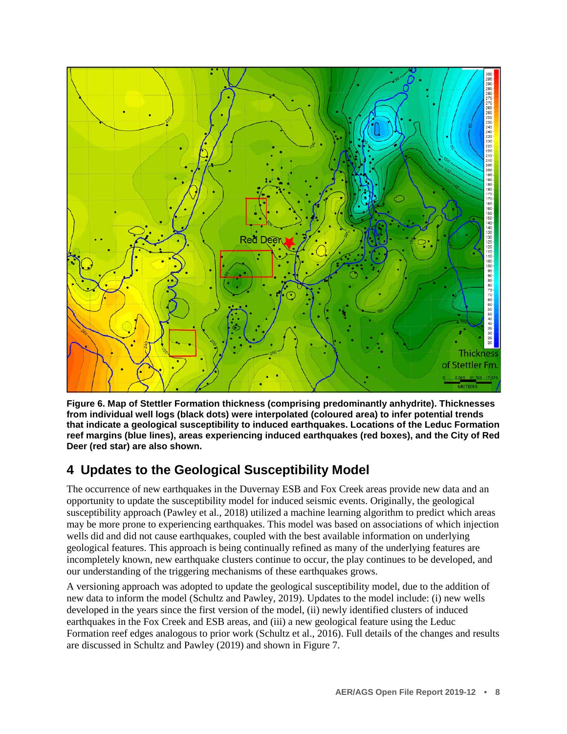**Figure 6. Map of Stettler Formation thickness (comprising predominantly anhydrite). Thicknesses from individual well logs (black dots) were interpolated (coloured area) to infer potential trends that indicate a geological susceptibility to induced earthquakes. Locations of the Leduc Formation reef margins (blue lines), areas experiencing induced earthquakes (red boxes), and the City of Red Deer (red star) are also shown.**

## 4 Updates to the Geological Susceptibility Model

The occurrence of new earthquakes in the Duvernay ESB and Fox Creek areas provide new data and an opportunity to update the susceptibility model for induced seismic events. Originally, the geological susceptibility approach (Pawley et al., 2018) utilized a machine learning algorithm to predict which areas may be more prone to experiencing earthquakes. This model was based on associations of which injection wells did and did not cause earthquakes, coupled with the best available information on underlying geological features. This approach is being continually refined as many of the underlying features are incompletely known, new earthquake clusters continue to occur, the play continues to be developed, and our understanding of the triggering mechanisms of these earthquakes grows.

A versioning approach was adopted to update the geological susceptibility model, due to the addition of new data to inform the model (Schultz and Pawley, 2019). Updates to the model include: (i) new wells developed in the years since the first version of the model, (ii) newly identified clusters of induced earthquakes in the Fox Creek and ESB areas, and (iii) a new geological feature using the Leduc Formation reef edges analogous to prior work (Schultz et al., 2016). Full details of the changes and results are discussed in Schultz and Pawley (2019) and shown in Figure 7.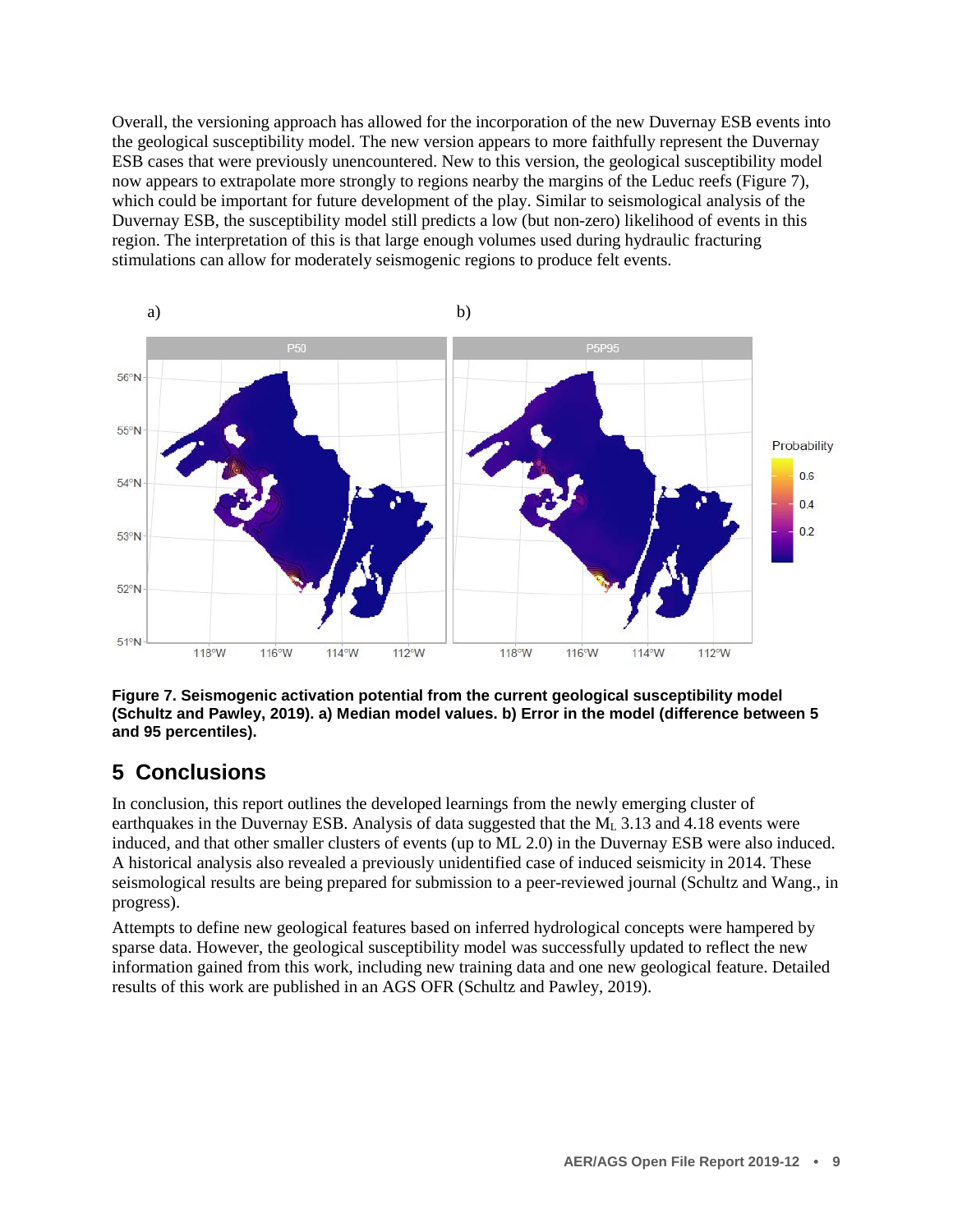Overall, the versioning approach has allowed for the incorporation of the new Duvernay ESB events into the geological susceptibility model. The new version appears to more faithfully represent the Duvernay ESB cases that were previously unencountered. New to this version, the geological susceptibility model now appears to extrapolate more strongly to regions nearby the margins of the Leduc reefs (Figure 7), which could be important for future development of the play. Similar to seismological analysis of the Duvernay ESB, the susceptibility model still predicts a low (but non-zero) likelihood of events in this region. The interpretation of this is that large enough volumes used during hydraulic fracturing stimulations can allow for moderately seismogenic regions to produce felt events.

**Figure 7. Seismogenic activation potential from the current geological susceptibility model (Schultz and Pawley, 2019). a) Median model values. b) Error in the model (difference between 5 and 95 percentiles).**

## 5 Conclusions

In conclusion, this report outlines the developed learnings from the newly emerging cluster of earthquakes in the Duvernay ESB. Analysis of data suggested that the $M_L$ 3.13 and 4.18 events were induced, and that other smaller clusters of events (up to ML 2.0) in the Duvernay ESB were also induced. A historical analysis also revealed a previously unidentified case of induced seismicity in 2014. These seismological results are being prepared for submission to a peer-reviewed journal (Schultz and Wang., in progress).

Attempts to define new geological features based on inferred hydrological concepts were hampered by sparse data. However, the geological susceptibility model was successfully updated to reflect the new information gained from this work, including new training data and one new geological feature. Detailed results of this work are published in an AGS OFR (Schultz and Pawley, 2019).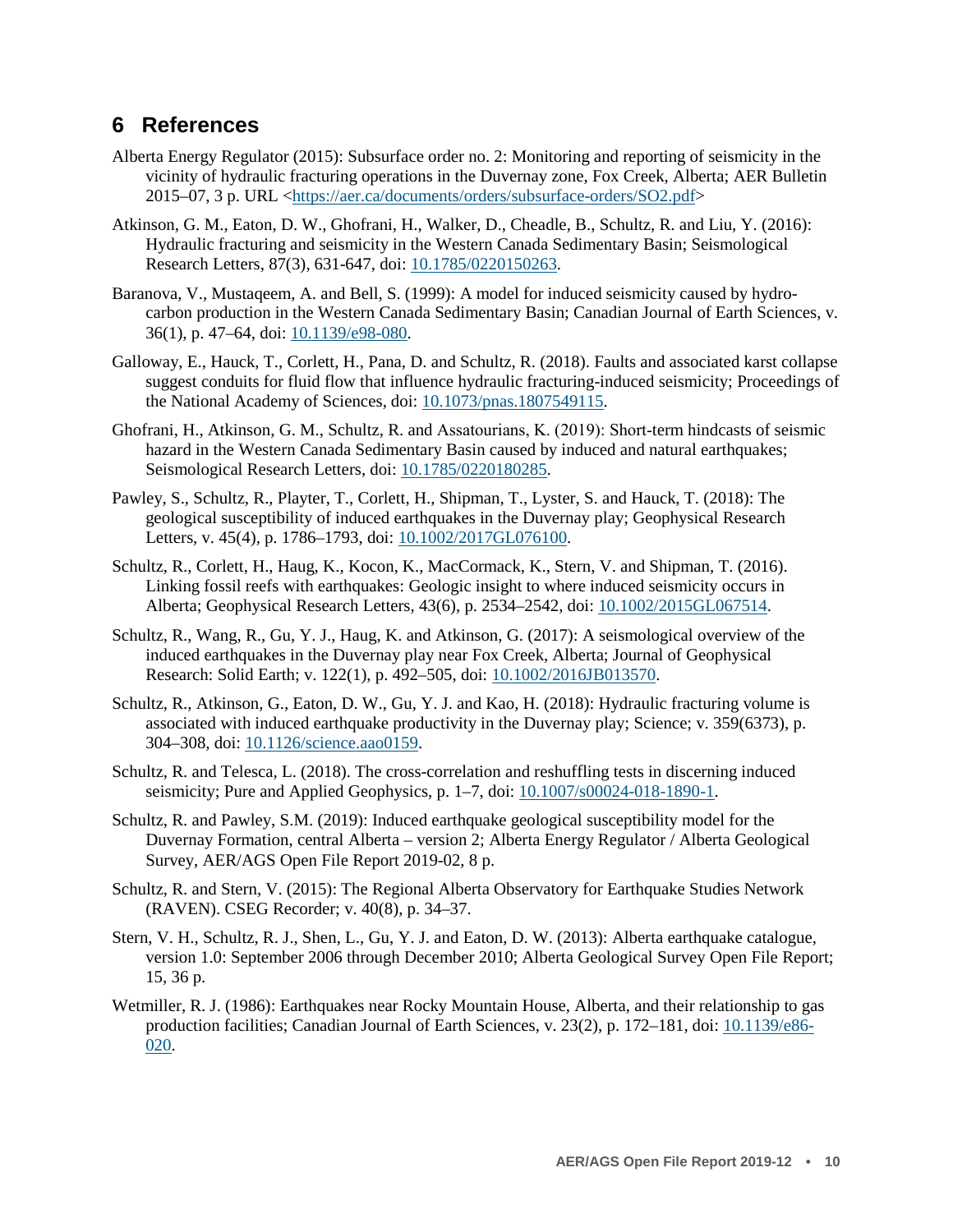## 6 References

Alberta Energy Regulator (2015): Subsurface order no. 2: Monitoring and reporting of seismicity in the vicinity of hydraulic fracturing operations in the Duvernay zone, Fox Creek, Alberta; AER Bulletin 2015–07, 3 p. URL <https://aer.ca/documents/orders/subsurface-orders/SO2.pdf>

Atkinson, G. M., Eaton, D. W., Ghofrani, H., Walker, D., Cheadle, B., Schultz, R. and Liu, Y. (2016): Hydraulic fracturing and seismicity in the Western Canada Sedimentary Basin; Seismological Research Letters, 87(3), 631-647, doi: 10.1785/0220150263.

Baranova, V., Mustaqeem, A. and Bell, S. (1999): A model for induced seismicity caused by hydro-carbon production in the Western Canada Sedimentary Basin; Canadian Journal of Earth Sciences, v. 36(1), p. 47–64, doi: 10.1139/e98-080.

Galloway, E., Hauck, T., Corlett, H., Pana, D. and Schultz, R. (2018). Faults and associated karst collapse suggest conduits for fluid flow that influence hydraulic fracturing-induced seismicity; Proceedings of the National Academy of Sciences, doi: 10.1073/pnas.1807549115.

Ghofrani, H., Atkinson, G. M., Schultz, R. and Assatourians, K. (2019): Short-term hindcasts of seismic hazard in the Western Canada Sedimentary Basin caused by induced and natural earthquakes; Seismological Research Letters, doi: 10.1785/0220180285.

Pawley, S., Schultz, R., Playter, T., Corlett, H., Shipman, T., Lyster, S. and Hauck, T. (2018): The geological susceptibility of induced earthquakes in the Duvernay play; Geophysical Research Letters, v. 45(4), p. 1786–1793, doi: 10.1002/2017GL076100.

Schultz, R., Corlett, H., Haug, K., Kocon, K., MacCormack, K., Stern, V. and Shipman, T. (2016). Linking fossil reefs with earthquakes: Geologic insight to where induced seismicity occurs in Alberta; Geophysical Research Letters, 43(6), p. 2534–2542, doi: 10.1002/2015GL067514.

Schultz, R., Wang, R., Gu, Y. J., Haug, K. and Atkinson, G. (2017): A seismological overview of the induced earthquakes in the Duvernay play near Fox Creek, Alberta; Journal of Geophysical Research: Solid Earth; v. 122(1), p. 492–505, doi: 10.1002/2016JB013570.

Schultz, R., Atkinson, G., Eaton, D. W., Gu, Y. J. and Kao, H. (2018): Hydraulic fracturing volume is associated with induced earthquake productivity in the Duvernay play; Science; v. 359(6373), p. 304–308, doi: 10.1126/science.aao0159.

Schultz, R. and Telesca, L. (2018). The cross-correlation and reshuffling tests in discerning induced seismicity; Pure and Applied Geophysics, p. 1–7, doi: 10.1007/s00024-018-1890-1.

Schultz, R. and Pawley, S.M. (2019): Induced earthquake geological susceptibility model for the Duvernay Formation, central Alberta – version 2; Alberta Energy Regulator / Alberta Geological Survey, AER/AGS Open File Report 2019-02, 8 p.

Schultz, R. and Stern, V. (2015): The Regional Alberta Observatory for Earthquake Studies Network (RAVEN). CSEG Recorder; v. 40(8), p. 34–37.

Stern, V. H., Schultz, R. J., Shen, L., Gu, Y. J. and Eaton, D. W. (2013): Alberta earthquake catalogue, version 1.0: September 2006 through December 2010; Alberta Geological Survey Open File Report; 15, 36 p.

Wetmiller, R. J. (1986): Earthquakes near Rocky Mountain House, Alberta, and their relationship to gas production facilities; Canadian Journal of Earth Sciences, v. 23(2), p. 172–181, doi: 10.1139/e86-020.